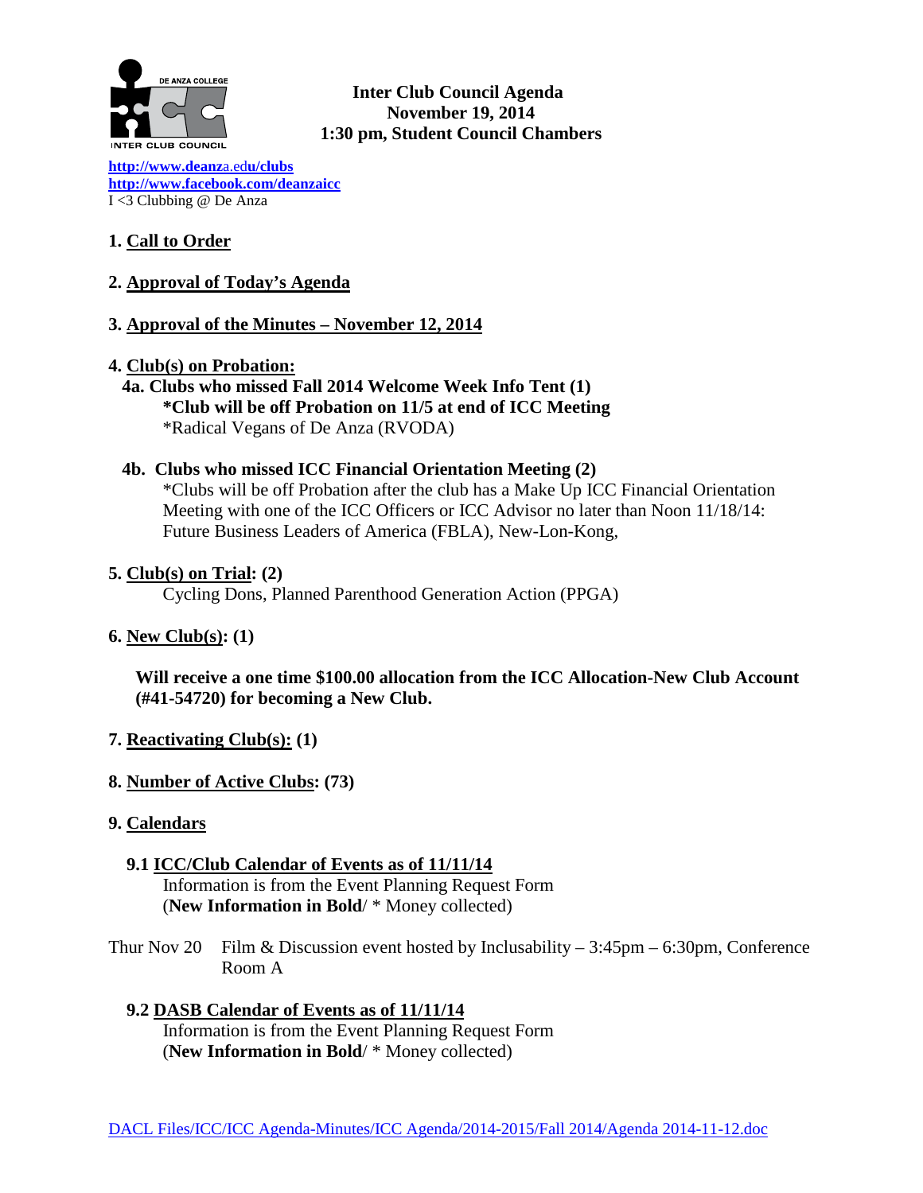**Inter Club Council Agenda**
**November 19, 2014**
**1:30 pm, Student Council Chambers**

**http://www.deanza.edu/clubs**
**http://www.facebook.com/deanzaicc**
I <3 Clubbing @ De Anza

## 1. Call to Order

## 2. Approval of Today's Agenda

## 3. Approval of the Minutes – November 12, 2014

## 4. Club(s) on Probation:

**4a. Clubs who missed Fall 2014 Welcome Week Info Tent (1)**
**\*Club will be off Probation on 11/5 at end of ICC Meeting**
\*Radical Vegans of De Anza (RVODA)

**4b. Clubs who missed ICC Financial Orientation Meeting (2)**
\*Clubs will be off Probation after the club has a Make Up ICC Financial Orientation Meeting with one of the ICC Officers or ICC Advisor no later than Noon 11/18/14: Future Business Leaders of America (FBLA), New-Lon-Kong,

## 5. Club(s) on Trial: (2)

Cycling Dons, Planned Parenthood Generation Action (PPGA)

## 6. New Club(s): (1)

**Will receive a one time $100.00 allocation from the ICC Allocation-New Club Account (#41-54720) for becoming a New Club.**

## 7. Reactivating Club(s): (1)

## 8. Number of Active Clubs: (73)

## 9. Calendars

### 9.1 ICC/Club Calendar of Events as of 11/11/14

Information is from the Event Planning Request Form
(**New Information in Bold**/ * Money collected)

Thur Nov 20 Film & Discussion event hosted by Inclusability – 3:45pm – 6:30pm, Conference Room A

### 9.2 DASB Calendar of Events as of 11/11/14

Information is from the Event Planning Request Form
(**New Information in Bold**/ * Money collected)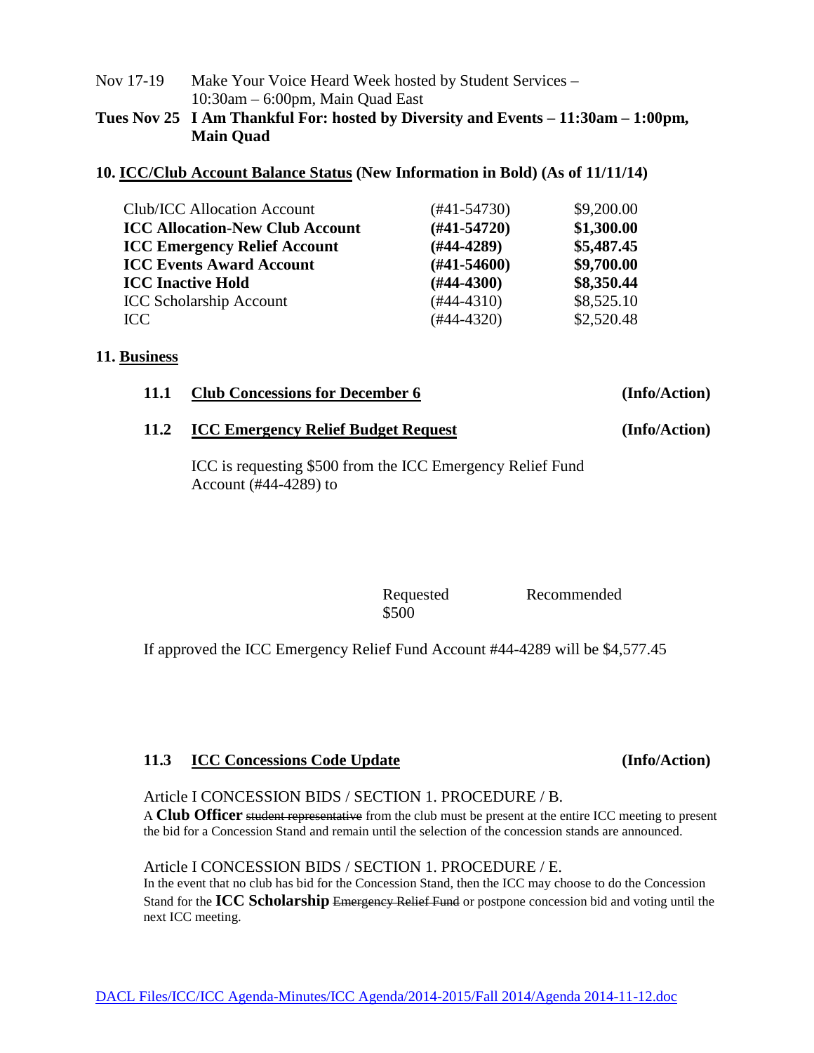Nov 17-19 Make Your Voice Heard Week hosted by Student Services – 10:30am – 6:00pm, Main Quad East

**Tues Nov 25 I Am Thankful For: hosted by Diversity and Events – 11:30am – 1:00pm, Main Quad**

**10. ICC/Club Account Balance Status (New Information in Bold) (As of 11/11/14)**

| | | |
|---|---|---|
| Club/ICC Allocation Account | (#41-54730) | $9,200.00 |
| **ICC Allocation-New Club Account** | **(#41-54720)** | **$1,300.00** |
| **ICC Emergency Relief Account** | **(#44-4289)** | **$5,487.45** |
| **ICC Events Award Account** | **(#41-54600)** | **$9,700.00** |
| **ICC Inactive Hold** | **(#44-4300)** | **$8,350.44** |
| ICC Scholarship Account | (#44-4310) | $8,525.10 |
| ICC | (#44-4320) | $2,520.48 |

**11. Business**

**11.1 Club Concessions for December 6 (Info/Action)**

**11.2 ICC Emergency Relief Budget Request (Info/Action)**

ICC is requesting $500 from the ICC Emergency Relief Fund Account (#44-4289) to

| Requested | Recommended |
|---|---|
| $500 | |

If approved the ICC Emergency Relief Fund Account #44-4289 will be $4,577.45

**11.3 ICC Concessions Code Update (Info/Action)**

Article I CONCESSION BIDS / SECTION 1. PROCEDURE / B.

A **Club Officer** ~~student representative~~ from the club must be present at the entire ICC meeting to present the bid for a Concession Stand and remain until the selection of the concession stands are announced.

Article I CONCESSION BIDS / SECTION 1. PROCEDURE / E.

In the event that no club has bid for the Concession Stand, then the ICC may choose to do the Concession Stand for the **ICC Scholarship** ~~Emergency Relief Fund~~ or postpone concession bid and voting until the next ICC meeting.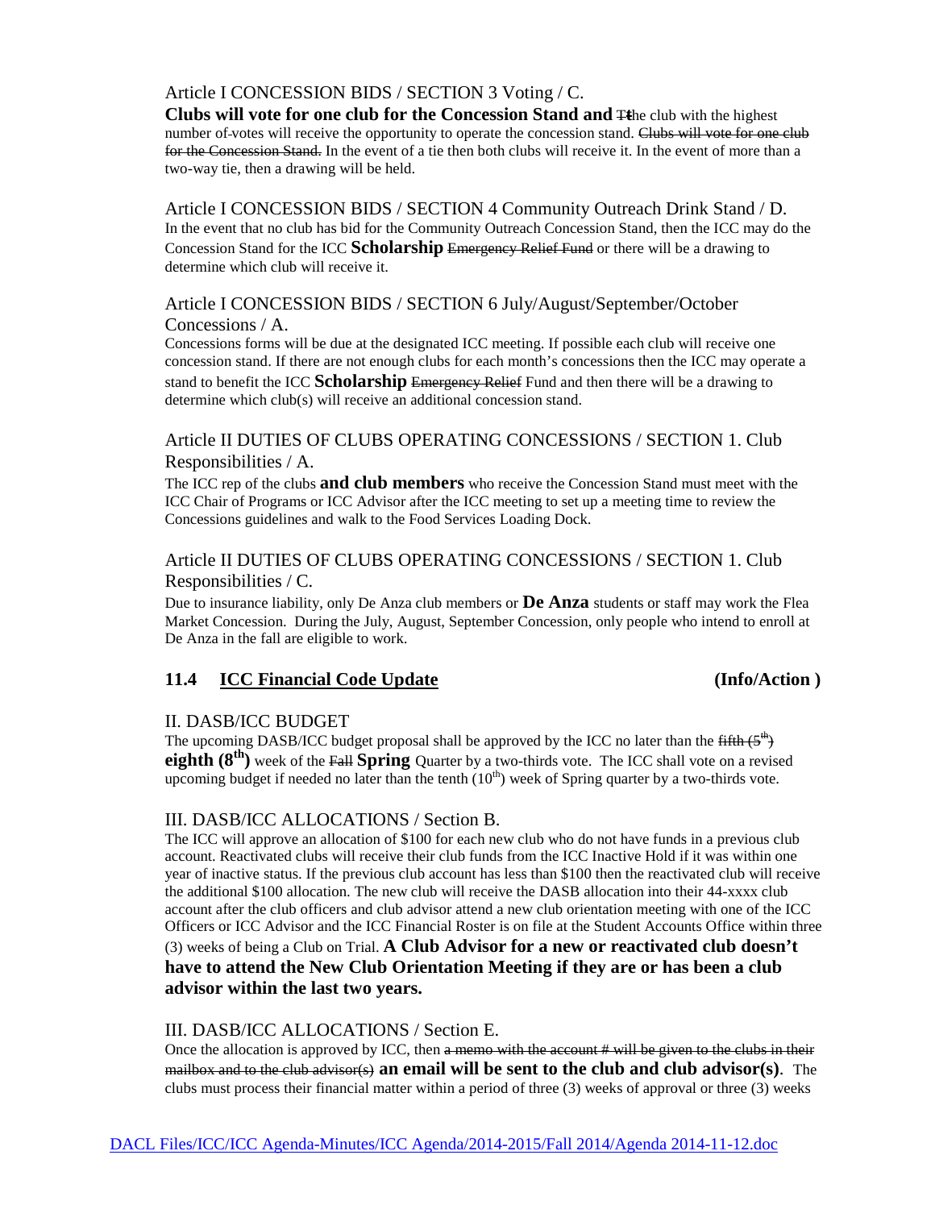Article I CONCESSION BIDS / SECTION 3 Voting / C.

**Clubs will vote for one club for the Concession Stand and** ~~T~~the club with the highest number of votes will receive the opportunity to operate the concession stand. ~~Clubs will vote for one club for the Concession Stand.~~ In the event of a tie then both clubs will receive it. In the event of more than a two-way tie, then a drawing will be held.

Article I CONCESSION BIDS / SECTION 4 Community Outreach Drink Stand / D.

In the event that no club has bid for the Community Outreach Concession Stand, then the ICC may do the Concession Stand for the ICC **Scholarship** ~~Emergency Relief Fund~~ or there will be a drawing to determine which club will receive it.

Article I CONCESSION BIDS / SECTION 6 July/August/September/October Concessions / A.

Concessions forms will be due at the designated ICC meeting. If possible each club will receive one concession stand. If there are not enough clubs for each month's concessions then the ICC may operate a stand to benefit the ICC **Scholarship** ~~Emergency Relief~~ Fund and then there will be a drawing to determine which club(s) will receive an additional concession stand.

Article II DUTIES OF CLUBS OPERATING CONCESSIONS / SECTION 1. Club Responsibilities / A.

The ICC rep of the clubs **and club members** who receive the Concession Stand must meet with the ICC Chair of Programs or ICC Advisor after the ICC meeting to set up a meeting time to review the Concessions guidelines and walk to the Food Services Loading Dock.

Article II DUTIES OF CLUBS OPERATING CONCESSIONS / SECTION 1. Club Responsibilities / C.

Due to insurance liability, only De Anza club members or **De Anza** students or staff may work the Flea Market Concession. During the July, August, September Concession, only people who intend to enroll at De Anza in the fall are eligible to work.

## 11.4 ICC Financial Code Update (Info/Action )

II. DASB/ICC BUDGET

The upcoming DASB/ICC budget proposal shall be approved by the ICC no later than the ~~fifth (5th)~~ **eighth (8th)** week of the ~~Fall~~ **Spring** Quarter by a two-thirds vote. The ICC shall vote on a revised upcoming budget if needed no later than the tenth (10th) week of Spring quarter by a two-thirds vote.

III. DASB/ICC ALLOCATIONS / Section B.

The ICC will approve an allocation of $100 for each new club who do not have funds in a previous club account. Reactivated clubs will receive their club funds from the ICC Inactive Hold if it was within one year of inactive status. If the previous club account has less than $100 then the reactivated club will receive the additional $100 allocation. The new club will receive the DASB allocation into their 44-xxxx club account after the club officers and club advisor attend a new club orientation meeting with one of the ICC Officers or ICC Advisor and the ICC Financial Roster is on file at the Student Accounts Office within three (3) weeks of being a Club on Trial. **A Club Advisor for a new or reactivated club doesn't have to attend the New Club Orientation Meeting if they are or has been a club advisor within the last two years.**

III. DASB/ICC ALLOCATIONS / Section E.

Once the allocation is approved by ICC, then ~~a memo with the account # will be given to the clubs in their mailbox and to the club advisor(s)~~ **an email will be sent to the club and club advisor(s)**. The clubs must process their financial matter within a period of three (3) weeks of approval or three (3) weeks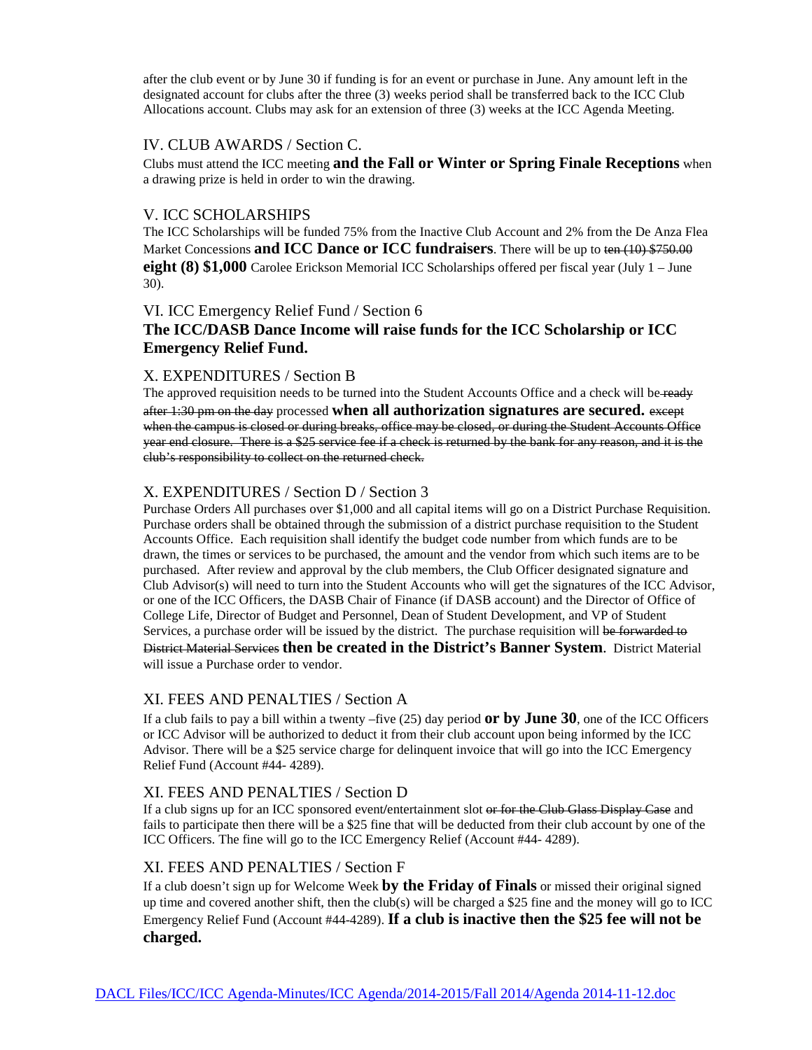after the club event or by June 30 if funding is for an event or purchase in June. Any amount left in the designated account for clubs after the three (3) weeks period shall be transferred back to the ICC Club Allocations account. Clubs may ask for an extension of three (3) weeks at the ICC Agenda Meeting.

## IV. CLUB AWARDS / Section C.

Clubs must attend the ICC meeting **and the Fall or Winter or Spring Finale Receptions** when a drawing prize is held in order to win the drawing.

## V. ICC SCHOLARSHIPS

The ICC Scholarships will be funded 75% from the Inactive Club Account and 2% from the De Anza Flea Market Concessions **and ICC Dance or ICC fundraisers**. There will be up to ~~ten (10) $750.00~~ **eight (8) $1,000** Carolee Erickson Memorial ICC Scholarships offered per fiscal year (July 1 – June 30).

## VI. ICC Emergency Relief Fund / Section 6

**The ICC/DASB Dance Income will raise funds for the ICC Scholarship or ICC Emergency Relief Fund.**

## X. EXPENDITURES / Section B

The approved requisition needs to be turned into the Student Accounts Office and a check will be ~~ready after 1:30 pm on the day~~ processed **when all authorization signatures are secured.** ~~except when the campus is closed or during breaks, office may be closed, or during the Student Accounts Office year end closure. There is a $25 service fee if a check is returned by the bank for any reason, and it is the club's responsibility to collect on the returned check.~~

## X. EXPENDITURES / Section D / Section 3

Purchase Orders All purchases over $1,000 and all capital items will go on a District Purchase Requisition. Purchase orders shall be obtained through the submission of a district purchase requisition to the Student Accounts Office. Each requisition shall identify the budget code number from which funds are to be drawn, the times or services to be purchased, the amount and the vendor from which such items are to be purchased. After review and approval by the club members, the Club Officer designated signature and Club Advisor(s) will need to turn into the Student Accounts who will get the signatures of the ICC Advisor, or one of the ICC Officers, the DASB Chair of Finance (if DASB account) and the Director of Office of College Life, Director of Budget and Personnel, Dean of Student Development, and VP of Student Services, a purchase order will be issued by the district. The purchase requisition will ~~be forwarded to District Material Services~~ **then be created in the District's Banner System**. District Material will issue a Purchase order to vendor.

## XI. FEES AND PENALTIES / Section A

If a club fails to pay a bill within a twenty –five (25) day period **or by June 30**, one of the ICC Officers or ICC Advisor will be authorized to deduct it from their club account upon being informed by the ICC Advisor. There will be a $25 service charge for delinquent invoice that will go into the ICC Emergency Relief Fund (Account #44- 4289).

## XI. FEES AND PENALTIES / Section D

If a club signs up for an ICC sponsored event/entertainment slot ~~or for the Club Glass Display Case~~ and fails to participate then there will be a $25 fine that will be deducted from their club account by one of the ICC Officers. The fine will go to the ICC Emergency Relief (Account #44- 4289).

## XI. FEES AND PENALTIES / Section F

If a club doesn't sign up for Welcome Week **by the Friday of Finals** or missed their original signed up time and covered another shift, then the club(s) will be charged a $25 fine and the money will go to ICC Emergency Relief Fund (Account #44-4289). **If a club is inactive then the $25 fee will not be charged.**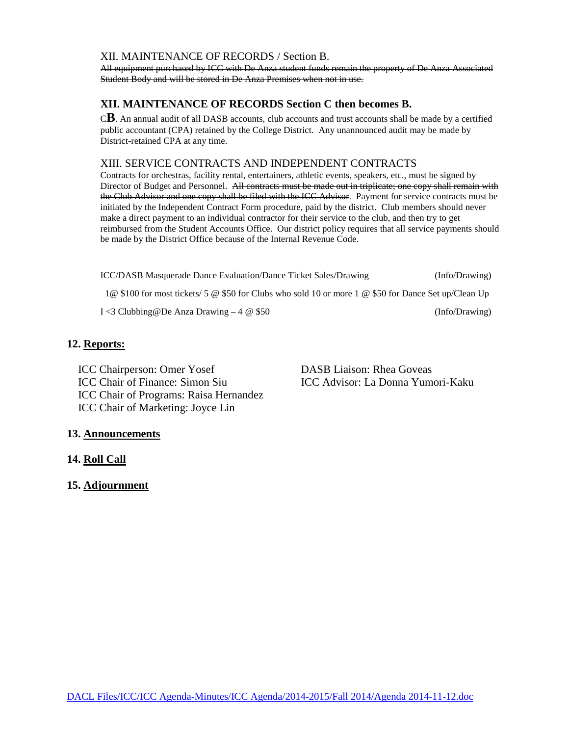XII. MAINTENANCE OF RECORDS / Section B.

~~All equipment purchased by ICC with De Anza student funds remain the property of De Anza Associated Student Body and will be stored in De Anza Premises when not in use.~~

### XII. MAINTENANCE OF RECORDS Section C then becomes B.

~~C~~**B**. An annual audit of all DASB accounts, club accounts and trust accounts shall be made by a certified public accountant (CPA) retained by the College District. Any unannounced audit may be made by District-retained CPA at any time.

XIII. SERVICE CONTRACTS AND INDEPENDENT CONTRACTS

Contracts for orchestras, facility rental, entertainers, athletic events, speakers, etc., must be signed by Director of Budget and Personnel. ~~All contracts must be made out in triplicate; one copy shall remain with the Club Advisor and one copy shall be filed with the ICC Advisor.~~ Payment for service contracts must be initiated by the Independent Contract Form procedure, paid by the district. Club members should never make a direct payment to an individual contractor for their service to the club, and then try to get reimbursed from the Student Accounts Office. Our district policy requires that all service payments should be made by the District Office because of the Internal Revenue Code.

ICC/DASB Masquerade Dance Evaluation/Dance Ticket Sales/Drawing (Info/Drawing)

1@ $100 for most tickets/ 5 @ $50 for Clubs who sold 10 or more 1 @ $50 for Dance Set up/Clean Up

I <3 Clubbing@De Anza Drawing – 4 @ $50 (Info/Drawing)

## 12. Reports:

ICC Chairperson: Omer Yosef
ICC Chair of Finance: Simon Siu
ICC Chair of Programs: Raisa Hernandez
ICC Chair of Marketing: Joyce Lin
DASB Liaison: Rhea Goveas
ICC Advisor: La Donna Yumori-Kaku

## 13. Announcements

## 14. Roll Call

## 15. Adjournment

DACL Files/ICC/ICC Agenda-Minutes/ICC Agenda/2014-2015/Fall 2014/Agenda 2014-11-12.doc